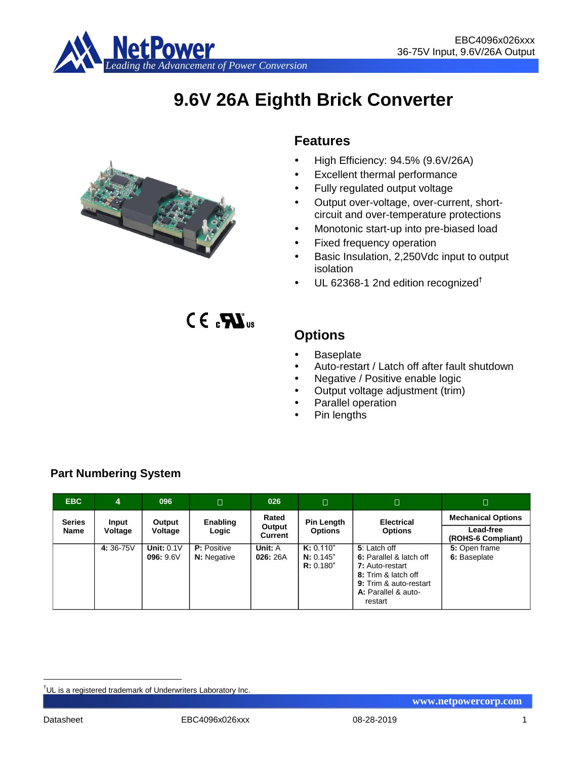# 9.6V 26A Eighth Brick Converter

## Features

- High Efficiency: 94.5% (9.6V/26A)
- Excellent thermal performance
- Fully regulated output voltage
- Output over-voltage, over-current, short-circuit and over-temperature protections
- Monotonic start-up into pre-biased load
- Fixed frequency operation
- Basic Insulation, 2,250Vdc input to output isolation
- UL 62368-1 2nd edition recognized†

## Options

- Baseplate
- Auto-restart / Latch off after fault shutdown
- Negative / Positive enable logic
- Output voltage adjustment (trim)
- Parallel operation
- Pin lengths

## Part Numbering System

| EBC | 4 | 096 | □ | 026 | □ | □ | □ |
|---|---|---|---|---|---|---|---|
| Series Name | Input Voltage | Output Voltage | Enabling Logic | Rated Output Current | Pin Length Options | Electrical Options | Mechanical Options<br>Lead-free (ROHS-6 Compliant) |
| | **4:** 36-75V | **Unit:** 0.1V<br>**096:** 9.6V | **P:** Positive<br>**N:** Negative | **Unit:** A<br>**026:** 26A | **K:** 0.110”<br>**N:** 0.145”<br>**R:** 0.180” | **5**: Latch off<br>**6:** Parallel & latch off<br>**7:** Auto-restart<br>**8:** Trim & latch off<br>**9:** Trim & auto-restart<br>**A:** Parallel & auto-restart | **5:** Open frame<br>**6:** Baseplate |

†UL is a registered trademark of Underwriters Laboratory Inc.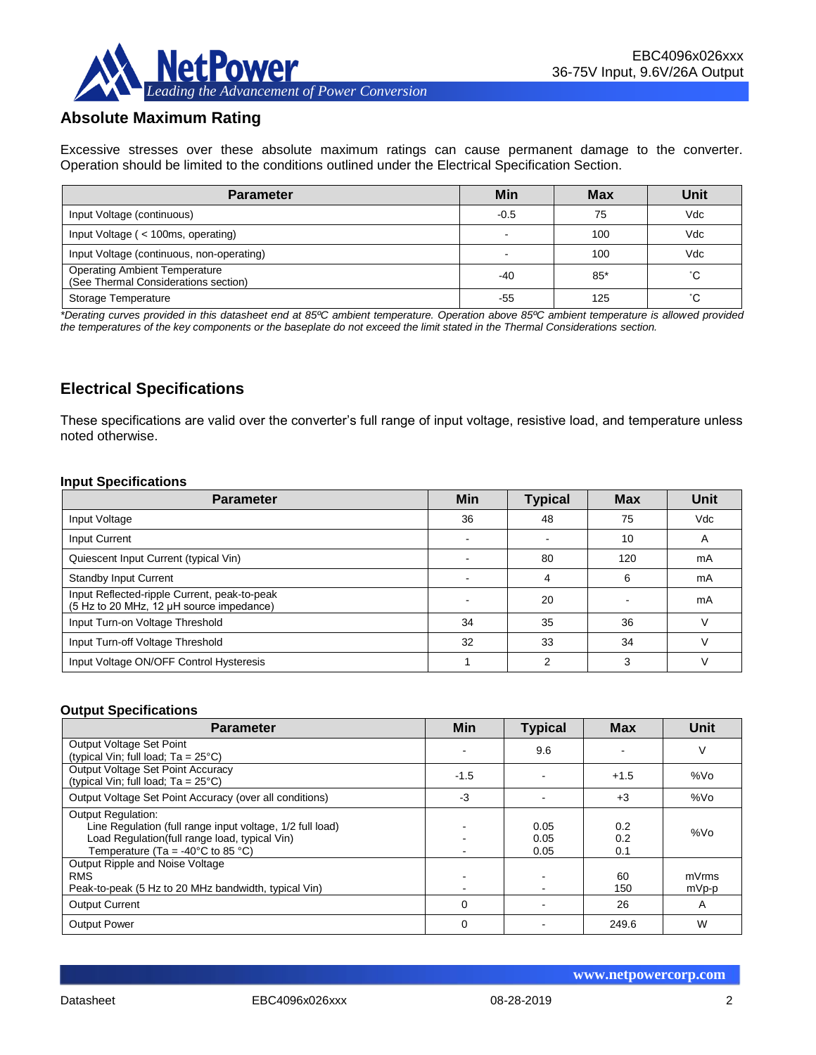## Absolute Maximum Rating

Excessive stresses over these absolute maximum ratings can cause permanent damage to the converter. Operation should be limited to the conditions outlined under the Electrical Specification Section.

| Parameter | Min | Max | Unit |
|---|---|---|---|
| Input Voltage (continuous) | -0.5 | 75 | Vdc |
| Input Voltage ( < 100ms, operating) | - | 100 | Vdc |
| Input Voltage (continuous, non-operating) | - | 100 | Vdc |
| Operating Ambient Temperature (See Thermal Considerations section) | -40 | 85* | ˚C |
| Storage Temperature | -55 | 125 | ˚C |

*\*Derating curves provided in this datasheet end at 85ºC ambient temperature. Operation above 85ºC ambient temperature is allowed provided the temperatures of the key components or the baseplate do not exceed the limit stated in the Thermal Considerations section.*

## Electrical Specifications

These specifications are valid over the converter's full range of input voltage, resistive load, and temperature unless noted otherwise.

### Input Specifications

| Parameter | Min | Typical | Max | Unit |
|---|---|---|---|---|
| Input Voltage | 36 | 48 | 75 | Vdc |
| Input Current | - | - | 10 | A |
| Quiescent Input Current (typical Vin) | - | 80 | 120 | mA |
| Standby Input Current | - | 4 | 6 | mA |
| Input Reflected-ripple Current, peak-to-peak (5 Hz to 20 MHz, 12 μH source impedance) | - | 20 | - | mA |
| Input Turn-on Voltage Threshold | 34 | 35 | 36 | V |
| Input Turn-off Voltage Threshold | 32 | 33 | 34 | V |
| Input Voltage ON/OFF Control Hysteresis | 1 | 2 | 3 | V |

### Output Specifications

| Parameter | Min | Typical | Max | Unit |
|---|---|---|---|---|
| Output Voltage Set Point (typical Vin; full load; Ta = 25°C) | - | 9.6 | - | V |
| Output Voltage Set Point Accuracy (typical Vin; full load; Ta = 25°C) | -1.5 | - | +1.5 | %Vo |
| Output Voltage Set Point Accuracy (over all conditions) | -3 | - | +3 | %Vo |
| Output Regulation:<br>Line Regulation (full range input voltage, 1/2 full load)<br>Load Regulation(full range load, typical Vin)<br>Temperature (Ta = -40°C to 85 °C) | -<br>-<br>- | 0.05<br>0.05<br>0.05 | 0.2<br>0.2<br>0.1 | %Vo |
| Output Ripple and Noise Voltage<br>RMS<br>Peak-to-peak (5 Hz to 20 MHz bandwidth, typical Vin) | -<br>- | -<br>- | 60<br>150 | mVrms<br>mVp-p |
| Output Current | 0 | - | 26 | A |
| Output Power | 0 | - | 249.6 | W |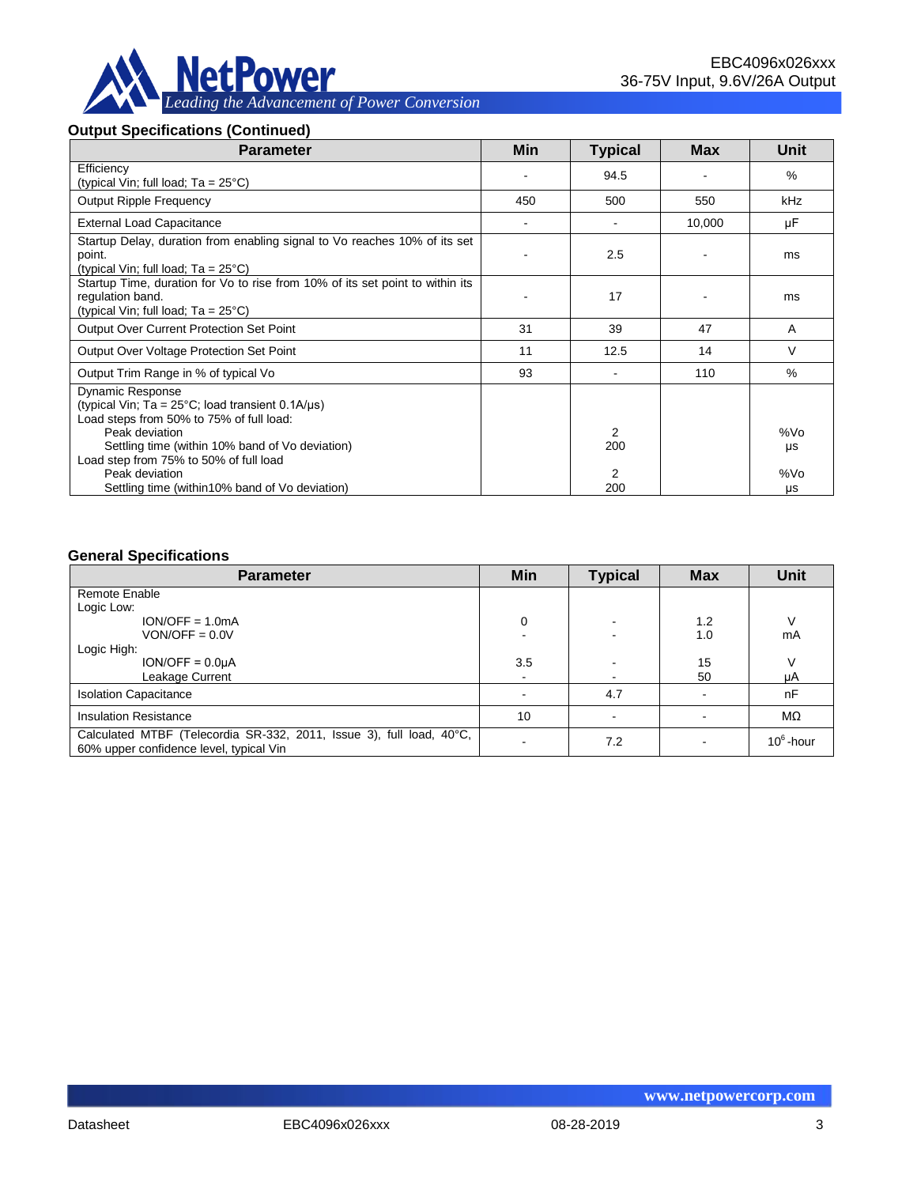## Output Specifications (Continued)

| Parameter | Min | Typical | Max | Unit |
|---|---|---|---|---|
| Efficiency<br>(typical Vin; full load; Ta = 25°C) | - | 94.5 | - | % |
| Output Ripple Frequency | 450 | 500 | 550 | kHz |
| External Load Capacitance | - | - | 10,000 | µF |
| Startup Delay, duration from enabling signal to Vo reaches 10% of its set point.<br>(typical Vin; full load; Ta = 25°C) | - | 2.5 | - | ms |
| Startup Time, duration for Vo to rise from 10% of its set point to within its regulation band.<br>(typical Vin; full load; Ta = 25°C) | - | 17 | - | ms |
| Output Over Current Protection Set Point | 31 | 39 | 47 | A |
| Output Over Voltage Protection Set Point | 11 | 12.5 | 14 | V |
| Output Trim Range in % of typical Vo | 93 | - | 110 | % |
| Dynamic Response<br>(typical Vin; Ta = 25°C; load transient 0.1A/µs)<br>Load steps from 50% to 75% of full load:<br>Peak deviation<br>Settling time (within 10% band of Vo deviation)<br>Load step from 75% to 50% of full load<br>Peak deviation<br>Settling time (within10% band of Vo deviation) | | <br><br><br>2<br>200<br><br>2<br>200 | | <br><br><br>%Vo<br>µs<br><br>%Vo<br>µs |

## General Specifications

| Parameter | Min | Typical | Max | Unit |
|---|---|---|---|---|
| Remote Enable<br>Logic Low:<br>ION/OFF = 1.0mA<br>VON/OFF = 0.0V<br>Logic High:<br>ION/OFF = 0.0µA<br>Leakage Current | <br><br>0<br>-<br><br>3.5<br>- | <br><br>-<br>-<br><br>-<br>- | <br><br>1.2<br>1.0<br><br>15<br>50 | <br><br>V<br>mA<br><br>V<br>µA |
| Isolation Capacitance | - | 4.7 | - | nF |
| Insulation Resistance | 10 | - | - | MΩ |
| Calculated MTBF (Telecordia SR-332, 2011, Issue 3), full load, 40°C, 60% upper confidence level, typical Vin | - | 7.2 | - | $10^6$-hour |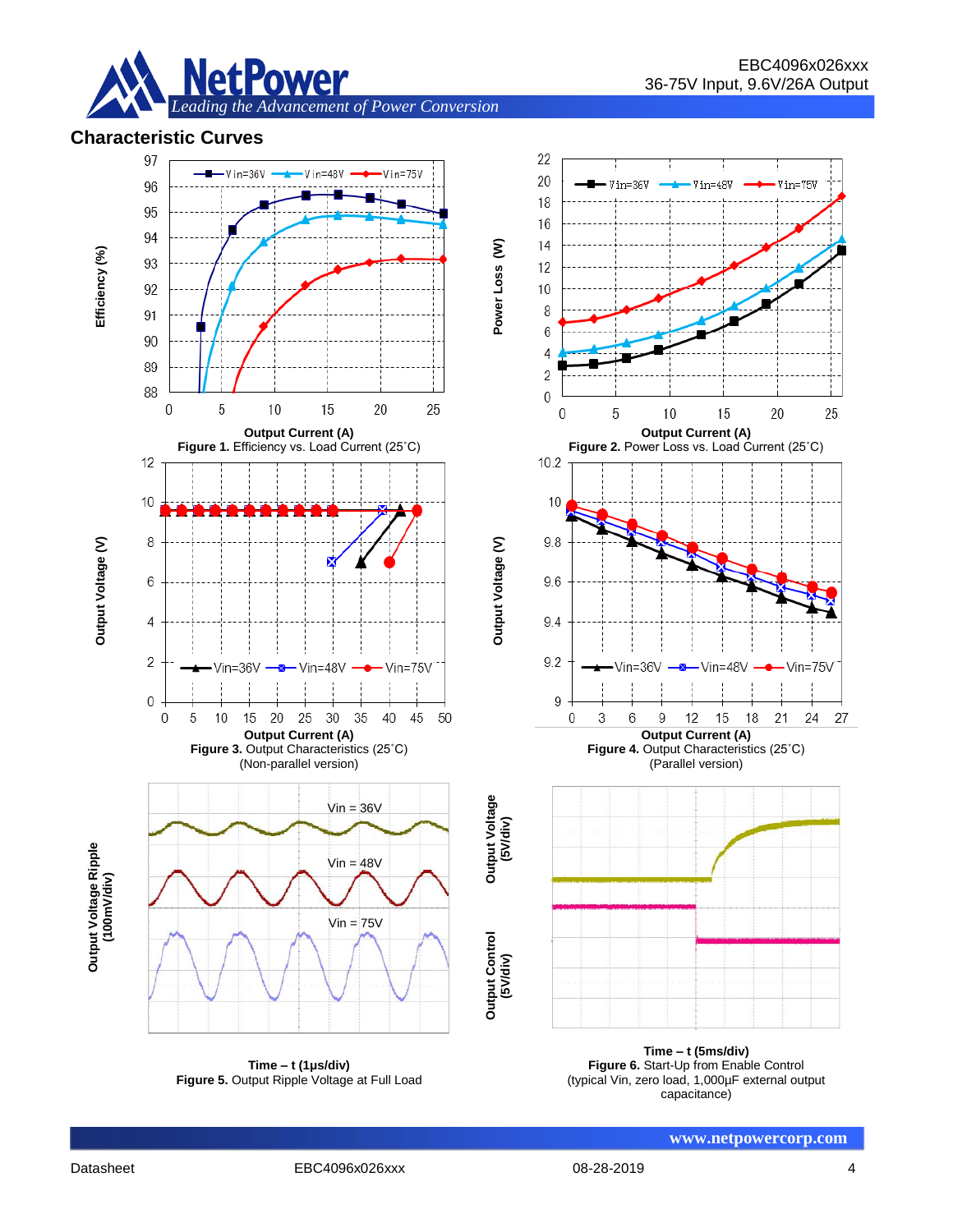## Characteristic Curves

**Figure 1.** Efficiency vs. Load Current (25˚C)

**Figure 2.** Power Loss vs. Load Current (25˚C)

**Figure 3.** Output Characteristics (25˚C)
(Non-parallel version)

**Figure 4.** Output Characteristics (25˚C)
(Parallel version)

**Figure 5.** Output Ripple Voltage at Full Load

**Figure 6.** Start-Up from Enable Control
(typical Vin, zero load, 1,000µF external output capacitance)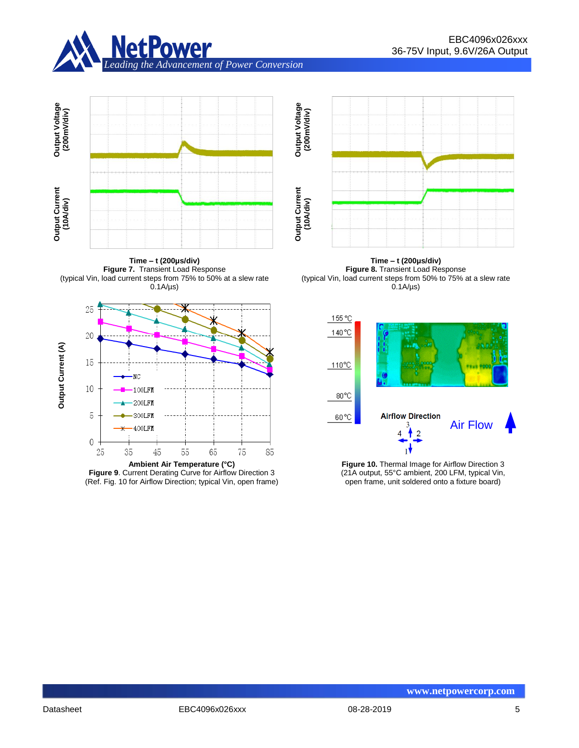Time – t (200μs/div)

**Figure 7.** Transient Load Response (typical Vin, load current steps from 75% to 50% at a slew rate 0.1A/μs)

Time – t (200μs/div)

**Figure 8.** Transient Load Response (typical Vin, load current steps from 50% to 75% at a slew rate 0.1A/μs)

**Figure 9**. Current Derating Curve for Airflow Direction 3 (Ref. Fig. 10 for Airflow Direction; typical Vin, open frame)

**Figure 10.** Thermal Image for Airflow Direction 3 (21A output, 55°C ambient, 200 LFM, typical Vin, open frame, unit soldered onto a fixture board)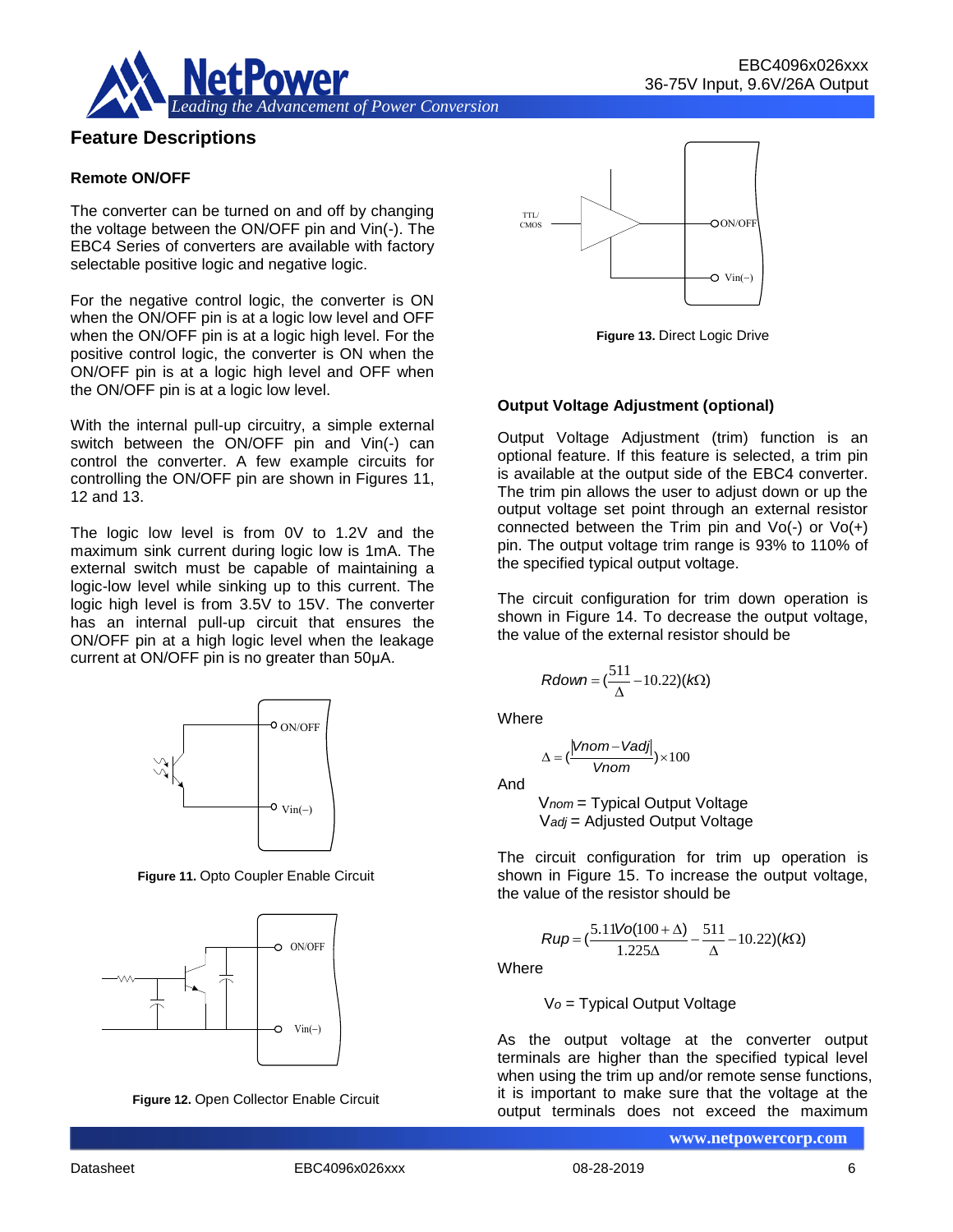## Feature Descriptions

### Remote ON/OFF

The converter can be turned on and off by changing the voltage between the ON/OFF pin and Vin(-). The EBC4 Series of converters are available with factory selectable positive logic and negative logic.

For the negative control logic, the converter is ON when the ON/OFF pin is at a logic low level and OFF when the ON/OFF pin is at a logic high level. For the positive control logic, the converter is ON when the ON/OFF pin is at a logic high level and OFF when the ON/OFF pin is at a logic low level.

With the internal pull-up circuitry, a simple external switch between the ON/OFF pin and Vin(-) can control the converter. A few example circuits for controlling the ON/OFF pin are shown in Figures 11, 12 and 13.

The logic low level is from 0V to 1.2V and the maximum sink current during logic low is 1mA. The external switch must be capable of maintaining a logic-low level while sinking up to this current. The logic high level is from 3.5V to 15V. The converter has an internal pull-up circuit that ensures the ON/OFF pin at a high logic level when the leakage current at ON/OFF pin is no greater than 50μA.

**Figure 11.** Opto Coupler Enable Circuit

**Figure 12.** Open Collector Enable Circuit

**Figure 13.** Direct Logic Drive

### Output Voltage Adjustment (optional)

Output Voltage Adjustment (trim) function is an optional feature. If this feature is selected, a trim pin is available at the output side of the EBC4 converter. The trim pin allows the user to adjust down or up the output voltage set point through an external resistor connected between the Trim pin and Vo(-) or Vo(+) pin. The output voltage trim range is 93% to 110% of the specified typical output voltage.

The circuit configuration for trim down operation is shown in Figure 14. To decrease the output voltage, the value of the external resistor should be

$$Rdown = \left(\frac{511}{\Delta} - 10.22\right)(k\Omega)$$

Where

$$\Delta = \left(\frac{|Vnom - Vadj|}{Vnom}\right) \times 100$$

And

$V_{nom}$ = Typical Output Voltage
$V_{adj}$ = Adjusted Output Voltage

The circuit configuration for trim up operation is shown in Figure 15. To increase the output voltage, the value of the resistor should be

$$Rup = \left(\frac{5.11Vo(100+\Delta)}{1.225\Delta} - \frac{511}{\Delta} - 10.22\right)(k\Omega)$$

Where

$V_o$ = Typical Output Voltage

As the output voltage at the converter output terminals are higher than the specified typical level when using the trim up and/or remote sense functions, it is important to make sure that the voltage at the output terminals does not exceed the maximum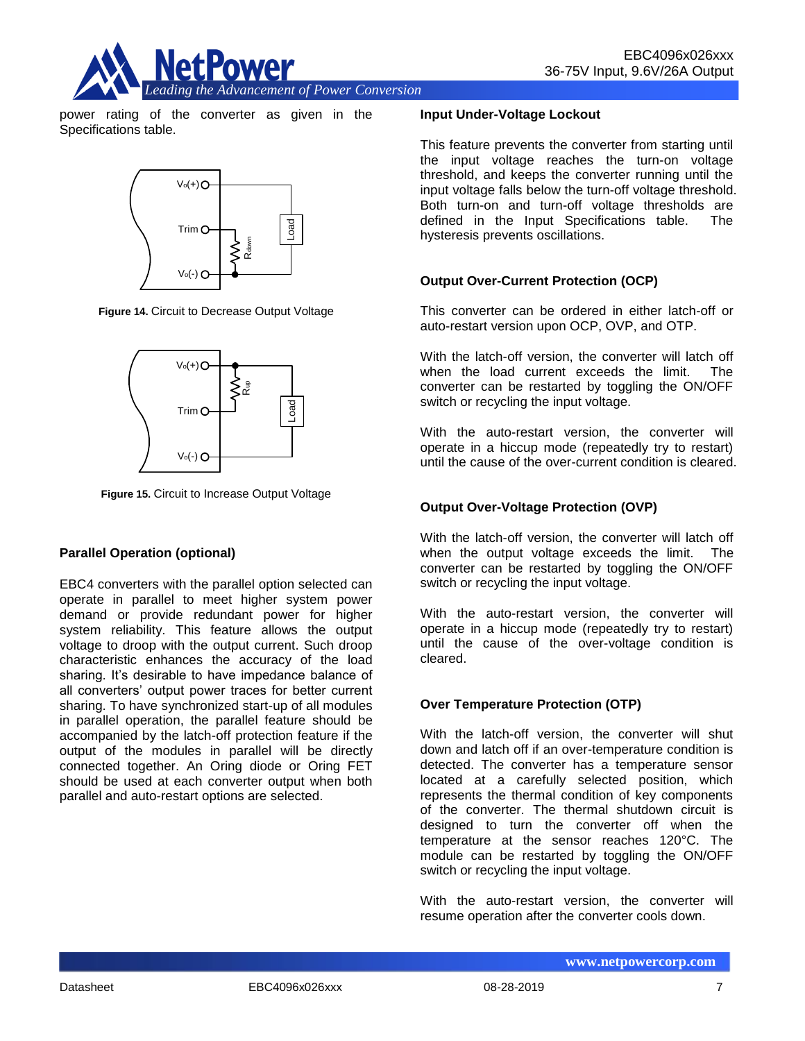power rating of the converter as given in the Specifications table.

**Figure 14.** Circuit to Decrease Output Voltage

**Figure 15.** Circuit to Increase Output Voltage

### Parallel Operation (optional)

EBC4 converters with the parallel option selected can operate in parallel to meet higher system power demand or provide redundant power for higher system reliability. This feature allows the output voltage to droop with the output current. Such droop characteristic enhances the accuracy of the load sharing. It's desirable to have impedance balance of all converters' output power traces for better current sharing. To have synchronized start-up of all modules in parallel operation, the parallel feature should be accompanied by the latch-off protection feature if the output of the modules in parallel will be directly connected together. An Oring diode or Oring FET should be used at each converter output when both parallel and auto-restart options are selected.

### Input Under-Voltage Lockout

This feature prevents the converter from starting until the input voltage reaches the turn-on voltage threshold, and keeps the converter running until the input voltage falls below the turn-off voltage threshold. Both turn-on and turn-off voltage thresholds are defined in the Input Specifications table. The hysteresis prevents oscillations.

### Output Over-Current Protection (OCP)

This converter can be ordered in either latch-off or auto-restart version upon OCP, OVP, and OTP.

With the latch-off version, the converter will latch off when the load current exceeds the limit. The converter can be restarted by toggling the ON/OFF switch or recycling the input voltage.

With the auto-restart version, the converter will operate in a hiccup mode (repeatedly try to restart) until the cause of the over-current condition is cleared.

### Output Over-Voltage Protection (OVP)

With the latch-off version, the converter will latch off when the output voltage exceeds the limit. The converter can be restarted by toggling the ON/OFF switch or recycling the input voltage.

With the auto-restart version, the converter will operate in a hiccup mode (repeatedly try to restart) until the cause of the over-voltage condition is cleared.

### Over Temperature Protection (OTP)

With the latch-off version, the converter will shut down and latch off if an over-temperature condition is detected. The converter has a temperature sensor located at a carefully selected position, which represents the thermal condition of key components of the converter. The thermal shutdown circuit is designed to turn the converter off when the temperature at the sensor reaches 120°C. The module can be restarted by toggling the ON/OFF switch or recycling the input voltage.

With the auto-restart version, the converter will resume operation after the converter cools down.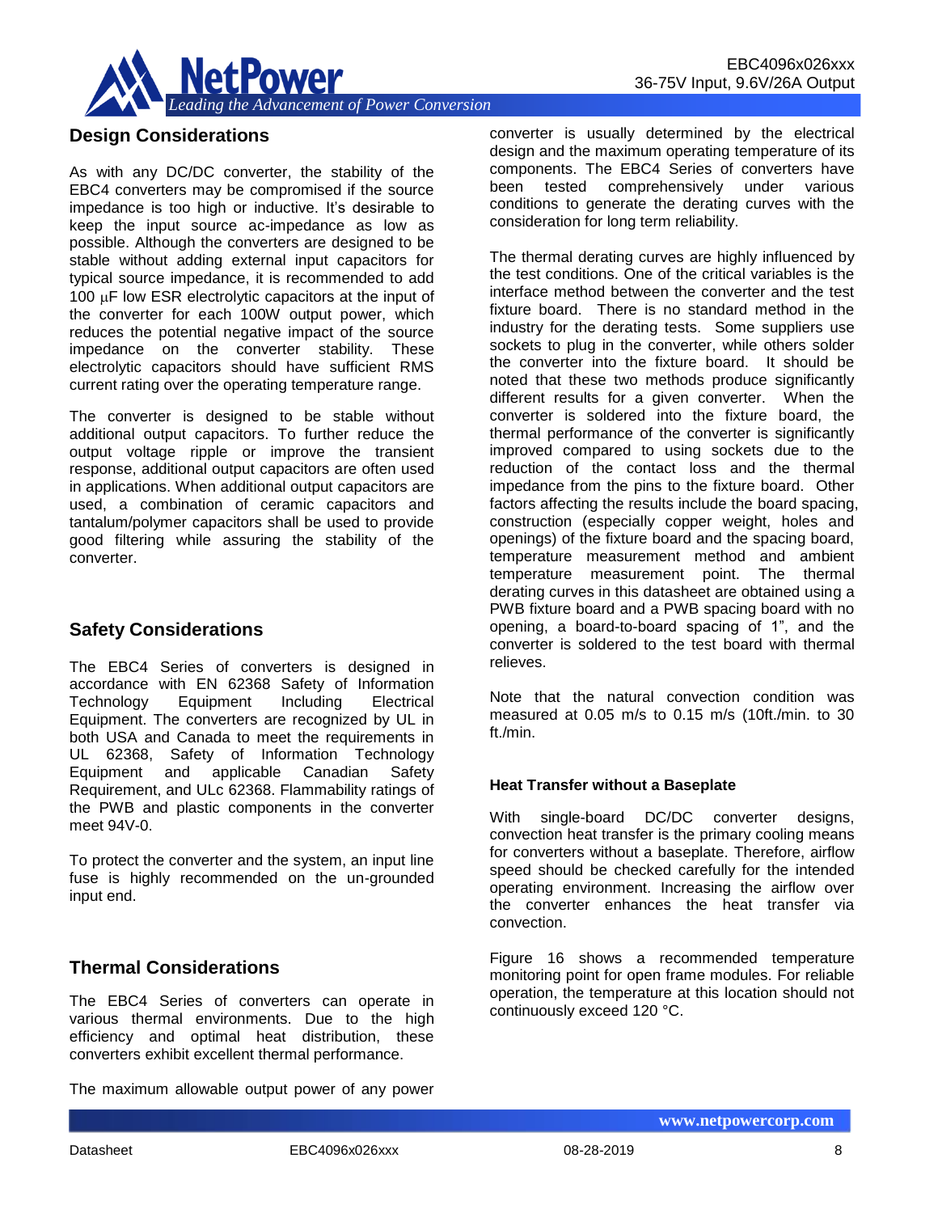## Design Considerations

As with any DC/DC converter, the stability of the EBC4 converters may be compromised if the source impedance is too high or inductive. It's desirable to keep the input source ac-impedance as low as possible. Although the converters are designed to be stable without adding external input capacitors for typical source impedance, it is recommended to add 100 μF low ESR electrolytic capacitors at the input of the converter for each 100W output power, which reduces the potential negative impact of the source impedance on the converter stability. These electrolytic capacitors should have sufficient RMS current rating over the operating temperature range.

The converter is designed to be stable without additional output capacitors. To further reduce the output voltage ripple or improve the transient response, additional output capacitors are often used in applications. When additional output capacitors are used, a combination of ceramic capacitors and tantalum/polymer capacitors shall be used to provide good filtering while assuring the stability of the converter.

## Safety Considerations

The EBC4 Series of converters is designed in accordance with EN 62368 Safety of Information Technology Equipment Including Electrical Equipment. The converters are recognized by UL in both USA and Canada to meet the requirements in UL 62368, Safety of Information Technology Equipment and applicable Canadian Safety Requirement, and ULc 62368. Flammability ratings of the PWB and plastic components in the converter meet 94V-0.

To protect the converter and the system, an input line fuse is highly recommended on the un-grounded input end.

## Thermal Considerations

The EBC4 Series of converters can operate in various thermal environments. Due to the high efficiency and optimal heat distribution, these converters exhibit excellent thermal performance.

The maximum allowable output power of any power converter is usually determined by the electrical design and the maximum operating temperature of its components. The EBC4 Series of converters have been tested comprehensively under various conditions to generate the derating curves with the consideration for long term reliability.

The thermal derating curves are highly influenced by the test conditions. One of the critical variables is the interface method between the converter and the test fixture board. There is no standard method in the industry for the derating tests. Some suppliers use sockets to plug in the converter, while others solder the converter into the fixture board. It should be noted that these two methods produce significantly different results for a given converter. When the converter is soldered into the fixture board, the thermal performance of the converter is significantly improved compared to using sockets due to the reduction of the contact loss and the thermal impedance from the pins to the fixture board. Other factors affecting the results include the board spacing, construction (especially copper weight, holes and openings) of the fixture board and the spacing board, temperature measurement method and ambient temperature measurement point. The thermal derating curves in this datasheet are obtained using a PWB fixture board and a PWB spacing board with no opening, a board-to-board spacing of 1", and the converter is soldered to the test board with thermal relieves.

Note that the natural convection condition was measured at 0.05 m/s to 0.15 m/s (10ft./min. to 30 ft./min.

### Heat Transfer without a Baseplate

With single-board DC/DC converter designs, convection heat transfer is the primary cooling means for converters without a baseplate. Therefore, airflow speed should be checked carefully for the intended operating environment. Increasing the airflow over the converter enhances the heat transfer via convection.

Figure 16 shows a recommended temperature monitoring point for open frame modules. For reliable operation, the temperature at this location should not continuously exceed 120 °C.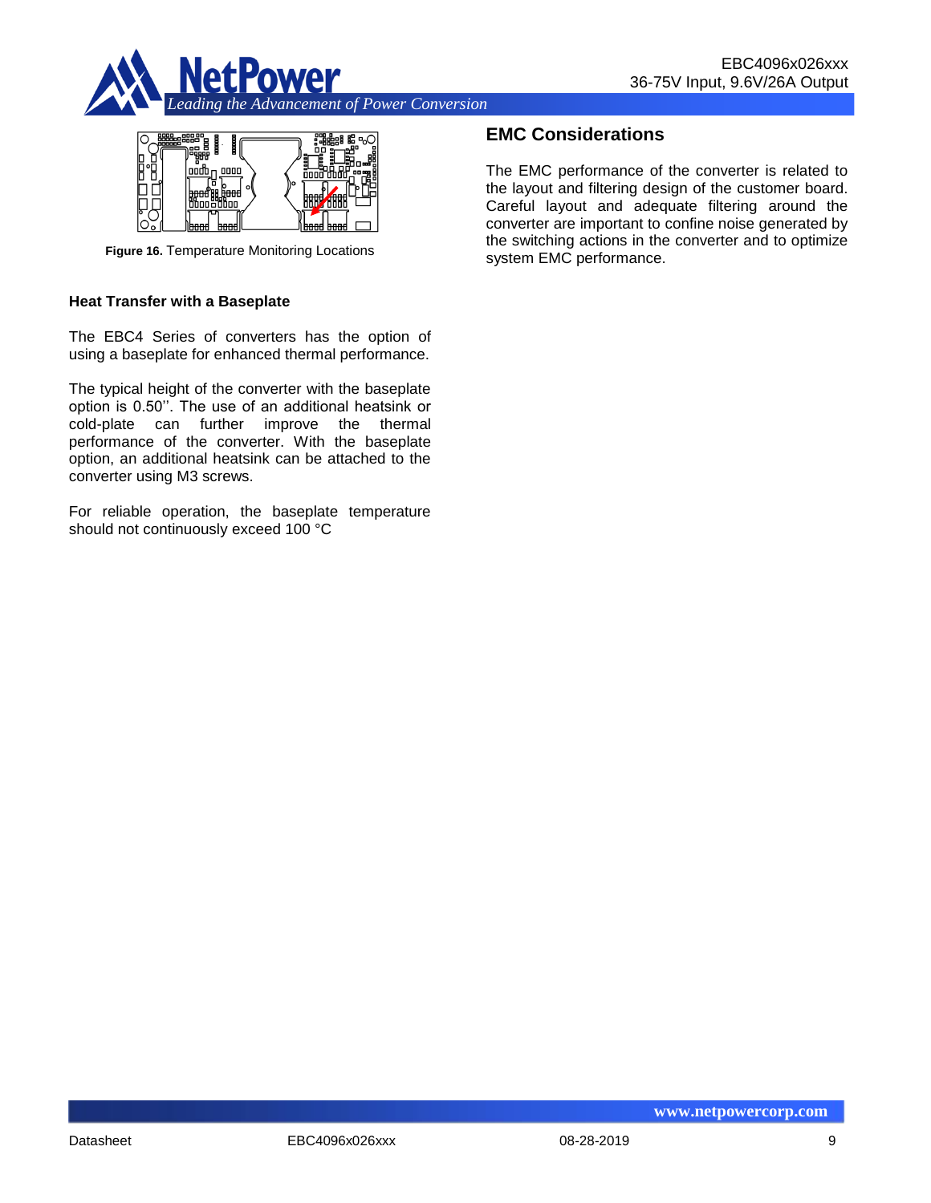**Figure 16.** Temperature Monitoring Locations

### Heat Transfer with a Baseplate

The EBC4 Series of converters has the option of using a baseplate for enhanced thermal performance.

The typical height of the converter with the baseplate option is 0.50''. The use of an additional heatsink or cold-plate can further improve the thermal performance of the converter. With the baseplate option, an additional heatsink can be attached to the converter using M3 screws.

For reliable operation, the baseplate temperature should not continuously exceed 100 °C

## EMC Considerations

The EMC performance of the converter is related to the layout and filtering design of the customer board. Careful layout and adequate filtering around the converter are important to confine noise generated by the switching actions in the converter and to optimize system EMC performance.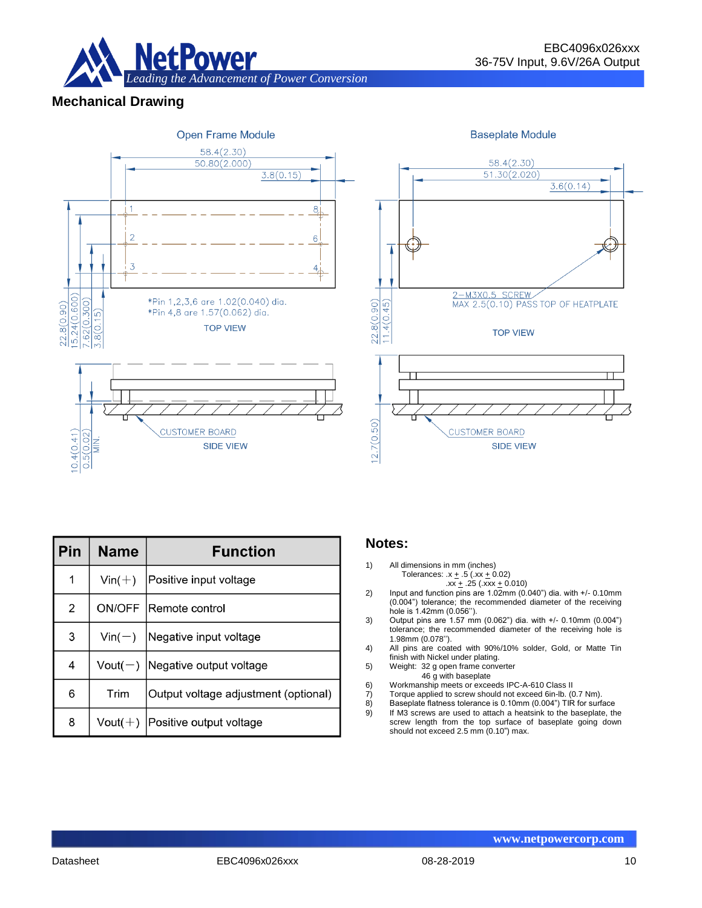## Mechanical Drawing

Open Frame Module

58.4(2.30)
50.80(2.000)
3.8(0.15)

22.8(0.90)
15.24(0.600)
7.62(0.300)
3.8(0.15)

1 8
2 6
3 4

*Pin 1,2,3,6 are 1.02(0.040) dia.
*Pin 4,8 are 1.57(0.062) dia.

TOP VIEW

10.4(0.41)
0.5(0.02) MIN.

CUSTOMER BOARD

SIDE VIEW

Baseplate Module

58.4(2.30)
51.30(2.020)
3.6(0.14)

22.8(0.90)
11.4(0.45)

2-M3X0.5 SCREW
MAX 2.5(0.10) PASS TOP OF HEATPLATE

TOP VIEW

12.7(0.50)

CUSTOMER BOARD

SIDE VIEW

| Pin | Name | Function |
|---|---|---|
| 1 | Vin(+) | Positive input voltage |
| 2 | ON/OFF | Remote control |
| 3 | Vin(−) | Negative input voltage |
| 4 | Vout(−) | Negative output voltage |
| 6 | Trim | Output voltage adjustment (optional) |
| 8 | Vout(+) | Positive output voltage |

## Notes:

1) All dimensions in mm (inches)
   Tolerances: .x ± .5 (.xx ± 0.02)
   .xx ± .25 (.xxx ± 0.010)
2) Input and function pins are 1.02mm (0.040") dia. with +/- 0.10mm (0.004") tolerance; the recommended diameter of the receiving hole is 1.42mm (0.056'').
3) Output pins are 1.57 mm (0.062") dia. with +/- 0.10mm (0.004") tolerance; the recommended diameter of the receiving hole is 1.98mm (0.078'').
4) All pins are coated with 90%/10% solder, Gold, or Matte Tin finish with Nickel under plating.
5) Weight: 32 g open frame converter
   46 g with baseplate
6) Workmanship meets or exceeds IPC-A-610 Class II
7) Torque applied to screw should not exceed 6in-lb. (0.7 Nm).
8) Baseplate flatness tolerance is 0.10mm (0.004") TIR for surface
9) If M3 screws are used to attach a heatsink to the baseplate, the screw length from the top surface of baseplate going down should not exceed 2.5 mm (0.10") max.